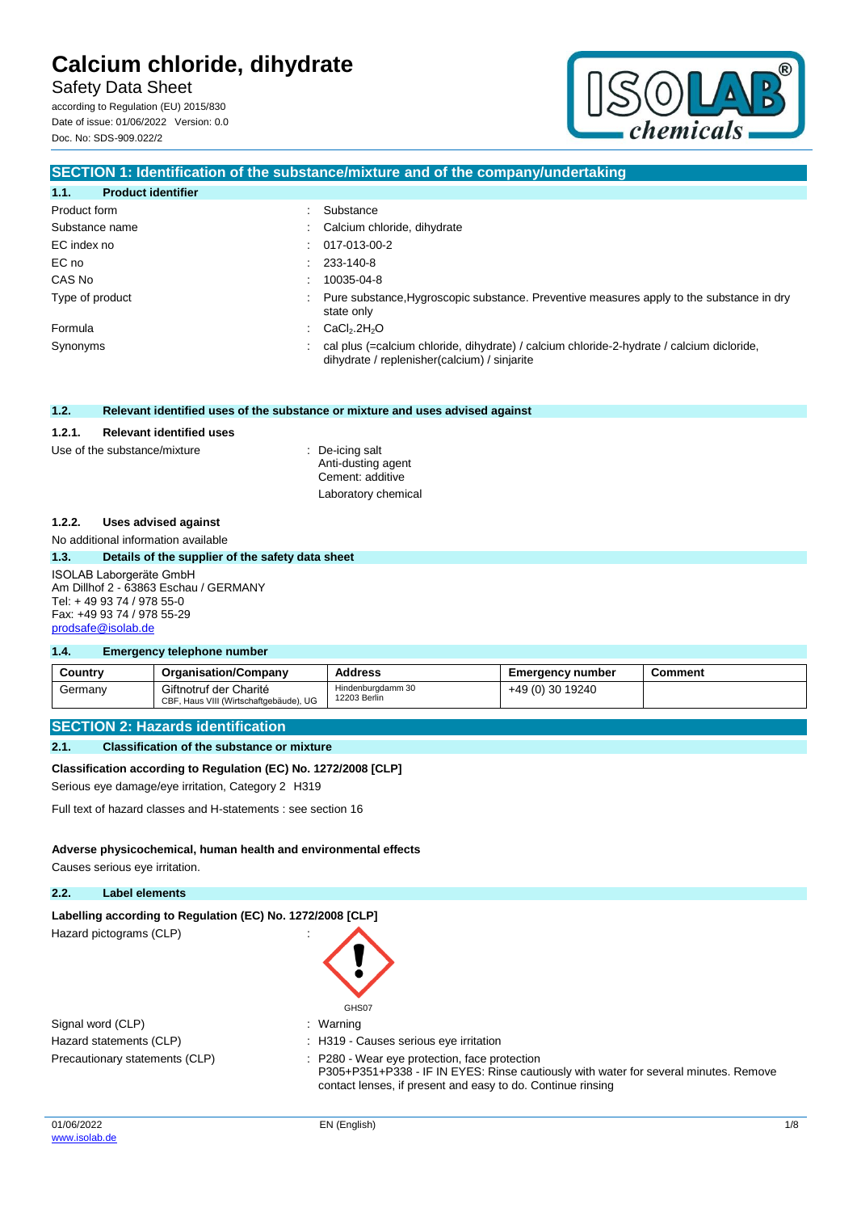# Calcium chloride, dihydrate

Safety Data Sheet

according to Regulation (EU) 2015/830
Date of issue: 01/06/2022 Version: 0.0
Doc. No: SDS-909.022/2

## SECTION 1: Identification of the substance/mixture and of the company/undertaking

### 1.1. Product identifier

| | | |
|---|---|---|
| Product form | : | Substance |
| Substance name | : | Calcium chloride, dihydrate |
| EC index no | : | 017-013-00-2 |
| EC no | : | 233-140-8 |
| CAS No | : | 10035-04-8 |
| Type of product | : | Pure substance,Hygroscopic substance. Preventive measures apply to the substance in dry state only |
| Formula | : | $CaCl_2.2H_2O$ |
| Synonyms | : | cal plus (=calcium chloride, dihydrate) / calcium chloride-2-hydrate / calcium dicloride, dihydrate / replenisher(calcium) / sinjarite |

### 1.2. Relevant identified uses of the substance or mixture and uses advised against

#### 1.2.1. Relevant identified uses

Use of the substance/mixture : De-icing salt
Anti-dusting agent
Cement: additive
Laboratory chemical

#### 1.2.2. Uses advised against

No additional information available

### 1.3. Details of the supplier of the safety data sheet

ISOLAB Laborgeräte GmbH
Am Dillhof 2 - 63863 Eschau / GERMANY
Tel: + 49 93 74 / 978 55-0
Fax: +49 93 74 / 978 55-29
prodsafe@isolab.de

### 1.4. Emergency telephone number

| Country | Organisation/Company | Address | Emergency number | Comment |
|---|---|---|---|---|
| Germany | Giftnotruf der Charité<br>CBF, Haus VIII (Wirtschaftgebäude), UG | Hindenburgdamm 30<br>12203 Berlin | +49 (0) 30 19240 | |

## SECTION 2: Hazards identification

### 2.1. Classification of the substance or mixture

**Classification according to Regulation (EC) No. 1272/2008 [CLP]**

Serious eye damage/eye irritation, Category 2 H319

Full text of hazard classes and H-statements : see section 16

**Adverse physicochemical, human health and environmental effects**

Causes serious eye irritation.

### 2.2. Label elements

**Labelling according to Regulation (EC) No. 1272/2008 [CLP]**

Hazard pictograms (CLP) :

GHS07

| | | |
|---|---|---|
| Signal word (CLP) | : | Warning |
| Hazard statements (CLP) | : | H319 - Causes serious eye irritation |
| Precautionary statements (CLP) | : | P280 - Wear eye protection, face protection<br>P305+P351+P338 - IF IN EYES: Rinse cautiously with water for several minutes. Remove contact lenses, if present and easy to do. Continue rinsing |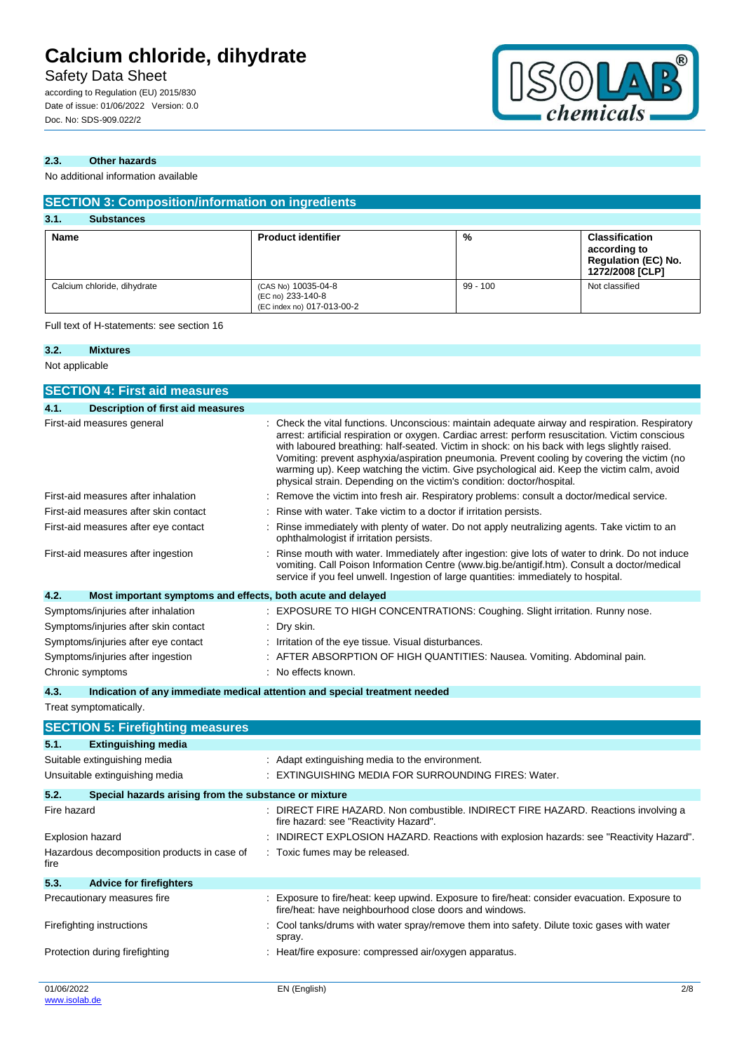### 2.3. Other hazards

No additional information available

## SECTION 3: Composition/information on ingredients

### 3.1. Substances

| Name | Product identifier | % | Classification according to Regulation (EC) No. 1272/2008 [CLP] |
|---|---|---|---|
| Calcium chloride, dihydrate | (CAS No) 10035-04-8<br>(EC no) 233-140-8<br>(EC index no) 017-013-00-2 | 99 - 100 | Not classified |

Full text of H-statements: see section 16

### 3.2. Mixtures

Not applicable

## SECTION 4: First aid measures

### 4.1. Description of first aid measures

| | |
|---|---|
| First-aid measures general | : Check the vital functions. Unconscious: maintain adequate airway and respiration. Respiratory arrest: artificial respiration or oxygen. Cardiac arrest: perform resuscitation. Victim conscious with laboured breathing: half-seated. Victim in shock: on his back with legs slightly raised. Vomiting: prevent asphyxia/aspiration pneumonia. Prevent cooling by covering the victim (no warming up). Keep watching the victim. Give psychological aid. Keep the victim calm, avoid physical strain. Depending on the victim's condition: doctor/hospital. |
| First-aid measures after inhalation | : Remove the victim into fresh air. Respiratory problems: consult a doctor/medical service. |
| First-aid measures after skin contact | : Rinse with water. Take victim to a doctor if irritation persists. |
| First-aid measures after eye contact | : Rinse immediately with plenty of water. Do not apply neutralizing agents. Take victim to an ophthalmologist if irritation persists. |
| First-aid measures after ingestion | : Rinse mouth with water. Immediately after ingestion: give lots of water to drink. Do not induce vomiting. Call Poison Information Centre (www.big.be/antigif.htm). Consult a doctor/medical service if you feel unwell. Ingestion of large quantities: immediately to hospital. |

### 4.2. Most important symptoms and effects, both acute and delayed

| | |
|---|---|
| Symptoms/injuries after inhalation | : EXPOSURE TO HIGH CONCENTRATIONS: Coughing. Slight irritation. Runny nose. |
| Symptoms/injuries after skin contact | : Dry skin. |
| Symptoms/injuries after eye contact | : Irritation of the eye tissue. Visual disturbances. |
| Symptoms/injuries after ingestion | : AFTER ABSORPTION OF HIGH QUANTITIES: Nausea. Vomiting. Abdominal pain. |
| Chronic symptoms | : No effects known. |

### 4.3. Indication of any immediate medical attention and special treatment needed

Treat symptomatically.

## SECTION 5: Firefighting measures

### 5.1. Extinguishing media

| | |
|---|---|
| Suitable extinguishing media | : Adapt extinguishing media to the environment. |
| Unsuitable extinguishing media | : EXTINGUISHING MEDIA FOR SURROUNDING FIRES: Water. |

### 5.2. Special hazards arising from the substance or mixture

| | |
|---|---|
| Fire hazard | : DIRECT FIRE HAZARD. Non combustible. INDIRECT FIRE HAZARD. Reactions involving a fire hazard: see "Reactivity Hazard". |
| Explosion hazard | : INDIRECT EXPLOSION HAZARD. Reactions with explosion hazards: see "Reactivity Hazard". |
| Hazardous decomposition products in case of fire | : Toxic fumes may be released. |

### 5.3. Advice for firefighters

| | |
|---|---|
| Precautionary measures fire | : Exposure to fire/heat: keep upwind. Exposure to fire/heat: consider evacuation. Exposure to fire/heat: have neighbourhood close doors and windows. |
| Firefighting instructions | : Cool tanks/drums with water spray/remove them into safety. Dilute toxic gases with water spray. |
| Protection during firefighting | : Heat/fire exposure: compressed air/oxygen apparatus. |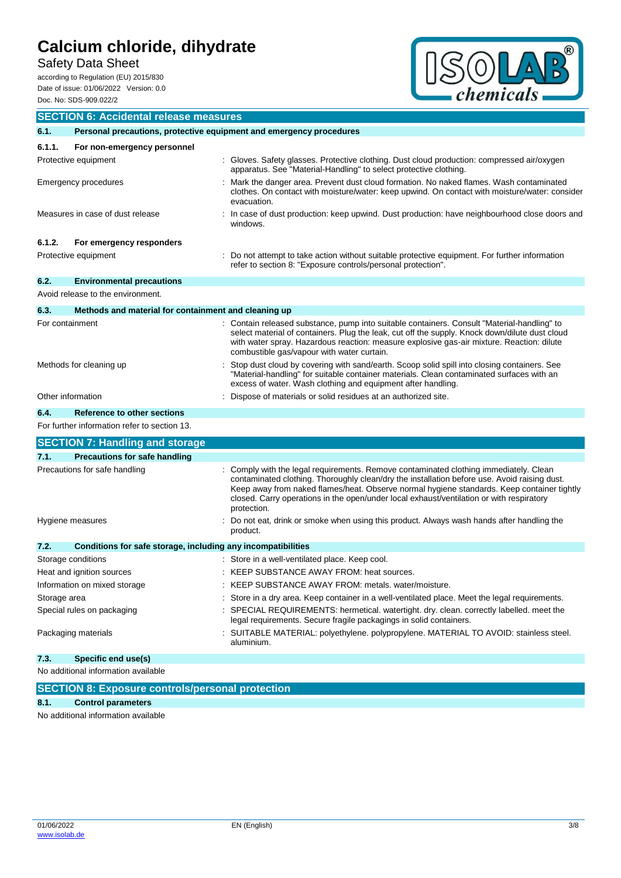## SECTION 6: Accidental release measures

### 6.1. Personal precautions, protective equipment and emergency procedures

#### 6.1.1. For non-emergency personnel

| | |
|---|---|
| Protective equipment | : Gloves. Safety glasses. Protective clothing. Dust cloud production: compressed air/oxygen apparatus. See "Material-Handling" to select protective clothing. |
| Emergency procedures | : Mark the danger area. Prevent dust cloud formation. No naked flames. Wash contaminated clothes. On contact with moisture/water: keep upwind. On contact with moisture/water: consider evacuation. |
| Measures in case of dust release | : In case of dust production: keep upwind. Dust production: have neighbourhood close doors and windows. |

#### 6.1.2. For emergency responders

| | |
|---|---|
| Protective equipment | : Do not attempt to take action without suitable protective equipment. For further information refer to section 8: "Exposure controls/personal protection". |

### 6.2. Environmental precautions

Avoid release to the environment.

### 6.3. Methods and material for containment and cleaning up

| | |
|---|---|
| For containment | : Contain released substance, pump into suitable containers. Consult "Material-handling" to select material of containers. Plug the leak, cut off the supply. Knock down/dilute dust cloud with water spray. Hazardous reaction: measure explosive gas-air mixture. Reaction: dilute combustible gas/vapour with water curtain. |
| Methods for cleaning up | : Stop dust cloud by covering with sand/earth. Scoop solid spill into closing containers. See "Material-handling" for suitable container materials. Clean contaminated surfaces with an excess of water. Wash clothing and equipment after handling. |
| Other information | : Dispose of materials or solid residues at an authorized site. |

### 6.4. Reference to other sections

For further information refer to section 13.

## SECTION 7: Handling and storage

### 7.1. Precautions for safe handling

| | |
|---|---|
| Precautions for safe handling | : Comply with the legal requirements. Remove contaminated clothing immediately. Clean contaminated clothing. Thoroughly clean/dry the installation before use. Avoid raising dust. Keep away from naked flames/heat. Observe normal hygiene standards. Keep container tightly closed. Carry operations in the open/under local exhaust/ventilation or with respiratory protection. |
| Hygiene measures | : Do not eat, drink or smoke when using this product. Always wash hands after handling the product. |

### 7.2. Conditions for safe storage, including any incompatibilities

| | |
|---|---|
| Storage conditions | : Store in a well-ventilated place. Keep cool. |
| Heat and ignition sources | : KEEP SUBSTANCE AWAY FROM: heat sources. |
| Information on mixed storage | : KEEP SUBSTANCE AWAY FROM: metals. water/moisture. |
| Storage area | : Store in a dry area. Keep container in a well-ventilated place. Meet the legal requirements. |
| Special rules on packaging | : SPECIAL REQUIREMENTS: hermetical. watertight. dry. clean. correctly labelled. meet the legal requirements. Secure fragile packagings in solid containers. |
| Packaging materials | : SUITABLE MATERIAL: polyethylene. polypropylene. MATERIAL TO AVOID: stainless steel. aluminium. |

### 7.3. Specific end use(s)

No additional information available

## SECTION 8: Exposure controls/personal protection

### 8.1. Control parameters

No additional information available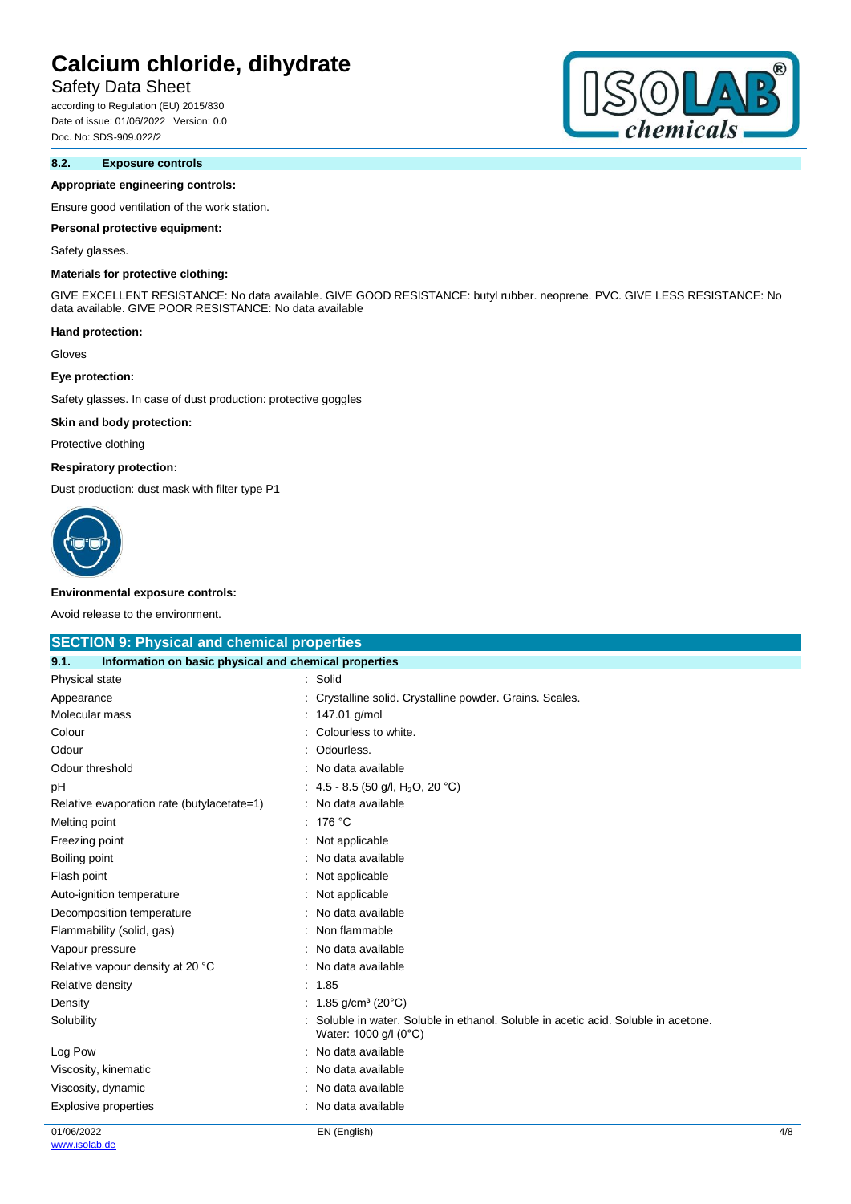### 8.2. Exposure controls

**Appropriate engineering controls:**

Ensure good ventilation of the work station.

**Personal protective equipment:**

Safety glasses.

**Materials for protective clothing:**

GIVE EXCELLENT RESISTANCE: No data available. GIVE GOOD RESISTANCE: butyl rubber. neoprene. PVC. GIVE LESS RESISTANCE: No data available. GIVE POOR RESISTANCE: No data available

**Hand protection:**

Gloves

**Eye protection:**

Safety glasses. In case of dust production: protective goggles

**Skin and body protection:**

Protective clothing

**Respiratory protection:**

Dust production: dust mask with filter type P1

**Environmental exposure controls:**

Avoid release to the environment.

## SECTION 9: Physical and chemical properties

### 9.1. Information on basic physical and chemical properties

| Property | Value |
|---|---|
| Physical state | Solid |
| Appearance | Crystalline solid. Crystalline powder. Grains. Scales. |
| Molecular mass | 147.01 g/mol |
| Colour | Colourless to white. |
| Odour | Odourless. |
| Odour threshold | No data available |
| pH | 4.5 - 8.5 (50 g/l, $H_2O$, 20 °C) |
| Relative evaporation rate (butylacetate=1) | No data available |
| Melting point | 176 °C |
| Freezing point | Not applicable |
| Boiling point | No data available |
| Flash point | Not applicable |
| Auto-ignition temperature | Not applicable |
| Decomposition temperature | No data available |
| Flammability (solid, gas) | Non flammable |
| Vapour pressure | No data available |
| Relative vapour density at 20 °C | No data available |
| Relative density | 1.85 |
| Density | 1.85 g/cm³ (20°C) |
| Solubility | Soluble in water. Soluble in ethanol. Soluble in acetic acid. Soluble in acetone. Water: 1000 g/l (0°C) |
| Log Pow | No data available |
| Viscosity, kinematic | No data available |
| Viscosity, dynamic | No data available |
| Explosive properties | No data available |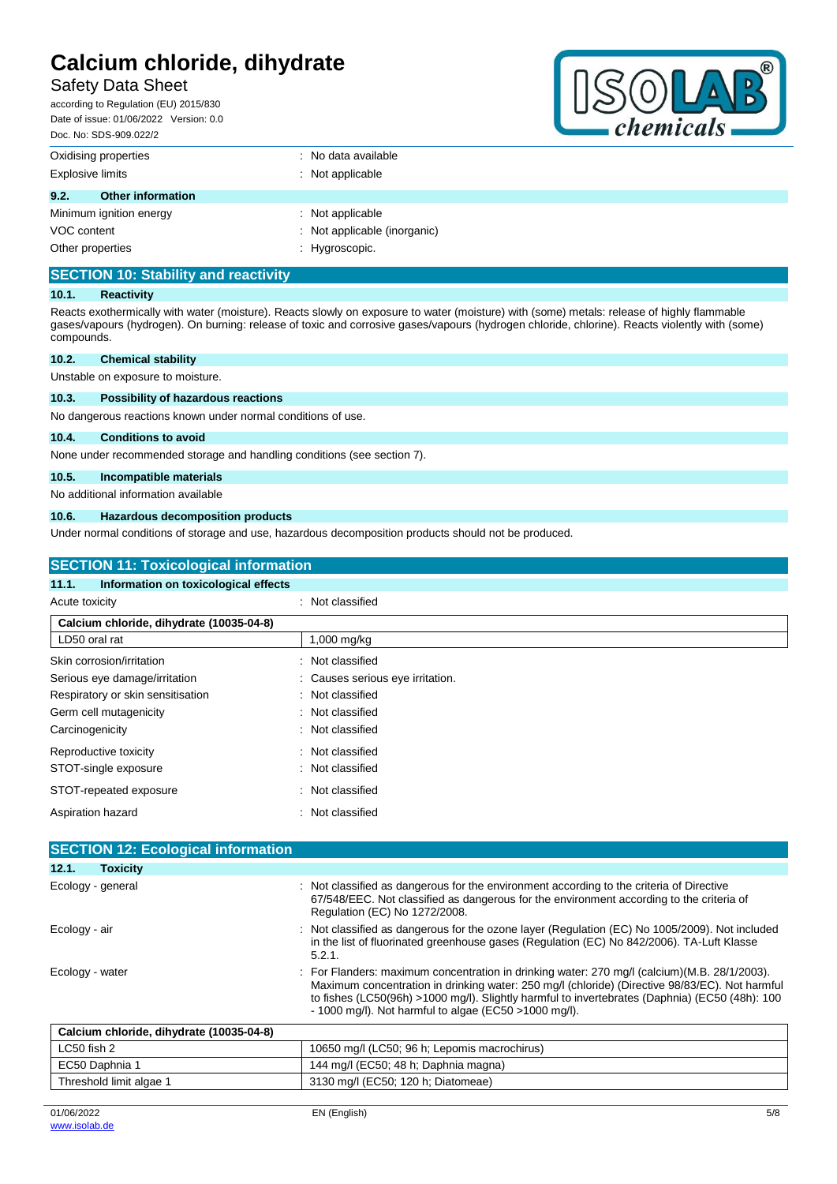| | |
|---|---|
| Oxidising properties | : No data available |
| Explosive limits | : Not applicable |

### 9.2. Other information

| | |
|---|---|
| Minimum ignition energy | : Not applicable |
| VOC content | : Not applicable (inorganic) |
| Other properties | : Hygroscopic. |

## SECTION 10: Stability and reactivity

### 10.1. Reactivity

Reacts exothermically with water (moisture). Reacts slowly on exposure to water (moisture) with (some) metals: release of highly flammable gases/vapours (hydrogen). On burning: release of toxic and corrosive gases/vapours (hydrogen chloride, chlorine). Reacts violently with (some) compounds.

### 10.2. Chemical stability

Unstable on exposure to moisture.

### 10.3. Possibility of hazardous reactions

No dangerous reactions known under normal conditions of use.

### 10.4. Conditions to avoid

None under recommended storage and handling conditions (see section 7).

### 10.5. Incompatible materials

No additional information available

### 10.6. Hazardous decomposition products

Under normal conditions of storage and use, hazardous decomposition products should not be produced.

## SECTION 11: Toxicological information

### 11.1. Information on toxicological effects

Acute toxicity : Not classified

| Calcium chloride, dihydrate (10035-04-8) | |
|---|---|
| LD50 oral rat | 1,000 mg/kg |

| | |
|---|---|
| Skin corrosion/irritation | : Not classified |
| Serious eye damage/irritation | : Causes serious eye irritation. |
| Respiratory or skin sensitisation | : Not classified |
| Germ cell mutagenicity | : Not classified |
| Carcinogenicity | : Not classified |
| Reproductive toxicity | : Not classified |
| STOT-single exposure | : Not classified |
| STOT-repeated exposure | : Not classified |
| Aspiration hazard | : Not classified |

## SECTION 12: Ecological information

### 12.1. Toxicity

| | |
|---|---|
| Ecology - general | : Not classified as dangerous for the environment according to the criteria of Directive 67/548/EEC. Not classified as dangerous for the environment according to the criteria of Regulation (EC) No 1272/2008. |
| Ecology - air | : Not classified as dangerous for the ozone layer (Regulation (EC) No 1005/2009). Not included in the list of fluorinated greenhouse gases (Regulation (EC) No 842/2006). TA-Luft Klasse 5.2.1. |
| Ecology - water | : For Flanders: maximum concentration in drinking water: 270 mg/l (calcium)(M.B. 28/1/2003). Maximum concentration in drinking water: 250 mg/l (chloride) (Directive 98/83/EC). Not harmful to fishes (LC50(96h) >1000 mg/l). Slightly harmful to invertebrates (Daphnia) (EC50 (48h): 100 - 1000 mg/l). Not harmful to algae (EC50 >1000 mg/l). |

| Calcium chloride, dihydrate (10035-04-8) | |
|---|---|
| LC50 fish 2 | 10650 mg/l (LC50; 96 h; Lepomis macrochirus) |
| EC50 Daphnia 1 | 144 mg/l (EC50; 48 h; Daphnia magna) |
| Threshold limit algae 1 | 3130 mg/l (EC50; 120 h; Diatomeae) |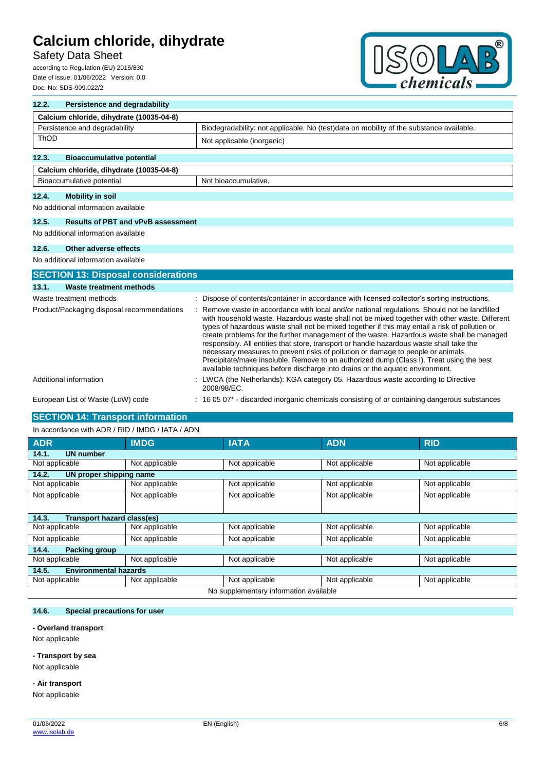### 12.2. Persistence and degradability

| Calcium chloride, dihydrate (10035-04-8) | |
|---|---|
| Persistence and degradability | Biodegradability: not applicable. No (test)data on mobility of the substance available. |
| ThOD | Not applicable (inorganic) |

### 12.3. Bioaccumulative potential

| Calcium chloride, dihydrate (10035-04-8) | |
|---|---|
| Bioaccumulative potential | Not bioaccumulative. |

### 12.4. Mobility in soil

No additional information available

### 12.5. Results of PBT and vPvB assessment

No additional information available

### 12.6. Other adverse effects

No additional information available

## SECTION 13: Disposal considerations

### 13.1. Waste treatment methods

Waste treatment methods : Dispose of contents/container in accordance with licensed collector's sorting instructions.

Product/Packaging disposal recommendations : Remove waste in accordance with local and/or national regulations. Should not be landfilled with household waste. Hazardous waste shall not be mixed together with other waste. Different types of hazardous waste shall not be mixed together if this may entail a risk of pollution or create problems for the further management of the waste. Hazardous waste shall be managed responsibly. All entities that store, transport or handle hazardous waste shall take the necessary measures to prevent risks of pollution or damage to people or animals. Precipitate/make insoluble. Remove to an authorized dump (Class I). Treat using the best available techniques before discharge into drains or the aquatic environment.

Additional information : LWCA (the Netherlands): KGA category 05. Hazardous waste according to Directive 2008/98/EC.

European List of Waste (LoW) code : 16 05 07* - discarded inorganic chemicals consisting of or containing dangerous substances

## SECTION 14: Transport information

In accordance with ADR / RID / IMDG / IATA / ADN

| ADR | IMDG | IATA | ADN | RID |
|---|---|---|---|---|
| **14.1. UN number** | | | | |
| Not applicable | Not applicable | Not applicable | Not applicable | Not applicable |
| **14.2. UN proper shipping name** | | | | |
| Not applicable | Not applicable | Not applicable | Not applicable | Not applicable |
| Not applicable | Not applicable | Not applicable | Not applicable | Not applicable |
| **14.3. Transport hazard class(es)** | | | | |
| Not applicable | Not applicable | Not applicable | Not applicable | Not applicable |
| Not applicable | Not applicable | Not applicable | Not applicable | Not applicable |
| **14.4. Packing group** | | | | |
| Not applicable | Not applicable | Not applicable | Not applicable | Not applicable |
| **14.5. Environmental hazards** | | | | |
| Not applicable | Not applicable | Not applicable | Not applicable | Not applicable |
| No supplementary information available | | | | |

### 14.6. Special precautions for user

**- Overland transport**

Not applicable

**- Transport by sea**

Not applicable

**- Air transport**

Not applicable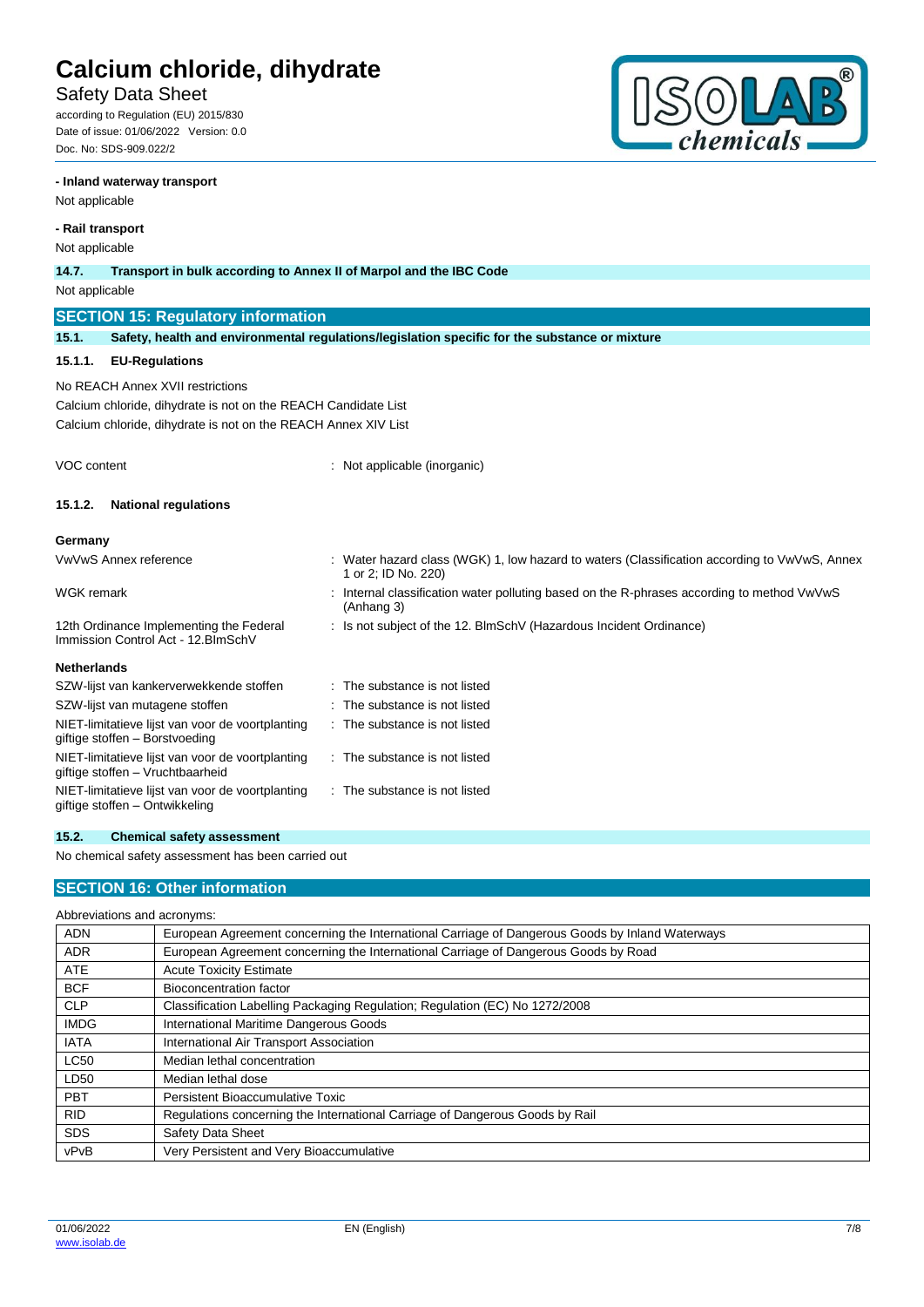**- Inland waterway transport**

Not applicable

**- Rail transport**

Not applicable

**14.7. Transport in bulk according to Annex II of Marpol and the IBC Code**

Not applicable

## SECTION 15: Regulatory information

### 15.1. Safety, health and environmental regulations/legislation specific for the substance or mixture

#### 15.1.1. EU-Regulations

No REACH Annex XVII restrictions

Calcium chloride, dihydrate is not on the REACH Candidate List

Calcium chloride, dihydrate is not on the REACH Annex XIV List

VOC content : Not applicable (inorganic)

#### 15.1.2. National regulations

**Germany**

| | |
|---|---|
| VwVwS Annex reference | : Water hazard class (WGK) 1, low hazard to waters (Classification according to VwVwS, Annex 1 or 2; ID No. 220) |
| WGK remark | : Internal classification water polluting based on the R-phrases according to method VwVwS (Anhang 3) |
| 12th Ordinance Implementing the Federal Immission Control Act - 12.BImSchV | : Is not subject of the 12. BlmSchV (Hazardous Incident Ordinance) |

**Netherlands**

| | |
|---|---|
| SZW-lijst van kankerverwekkende stoffen | : The substance is not listed |
| SZW-lijst van mutagene stoffen | : The substance is not listed |
| NIET-limitatieve lijst van voor de voortplanting giftige stoffen – Borstvoeding | : The substance is not listed |
| NIET-limitatieve lijst van voor de voortplanting giftige stoffen – Vruchtbaarheid | : The substance is not listed |
| NIET-limitatieve lijst van voor de voortplanting giftige stoffen – Ontwikkeling | : The substance is not listed |

### 15.2. Chemical safety assessment

No chemical safety assessment has been carried out

## SECTION 16: Other information

Abbreviations and acronyms:

| | |
|---|---|
| ADN | European Agreement concerning the International Carriage of Dangerous Goods by Inland Waterways |
| ADR | European Agreement concerning the International Carriage of Dangerous Goods by Road |
| ATE | Acute Toxicity Estimate |
| BCF | Bioconcentration factor |
| CLP | Classification Labelling Packaging Regulation; Regulation (EC) No 1272/2008 |
| IMDG | International Maritime Dangerous Goods |
| IATA | International Air Transport Association |
| LC50 | Median lethal concentration |
| LD50 | Median lethal dose |
| PBT | Persistent Bioaccumulative Toxic |
| RID | Regulations concerning the International Carriage of Dangerous Goods by Rail |
| SDS | Safety Data Sheet |
| vPvB | Very Persistent and Very Bioaccumulative |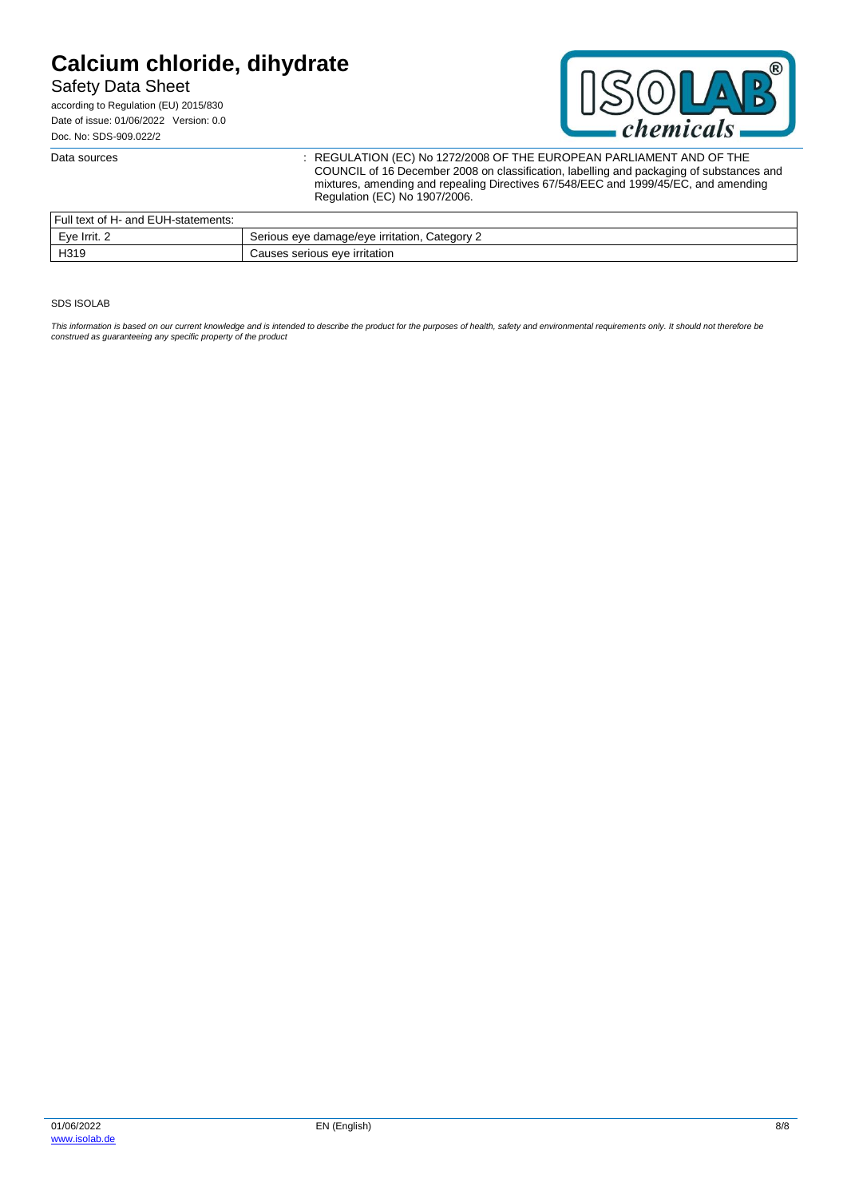Data sources : REGULATION (EC) No 1272/2008 OF THE EUROPEAN PARLIAMENT AND OF THE COUNCIL of 16 December 2008 on classification, labelling and packaging of substances and mixtures, amending and repealing Directives 67/548/EEC and 1999/45/EC, and amending Regulation (EC) No 1907/2006.

| Full text of H- and EUH-statements: | |
|---|---|
| Eye Irrit. 2 | Serious eye damage/eye irritation, Category 2 |
| H319 | Causes serious eye irritation |

SDS ISOLAB

*This information is based on our current knowledge and is intended to describe the product for the purposes of health, safety and environmental requirements only. It should not therefore be construed as guaranteeing any specific property of the product*